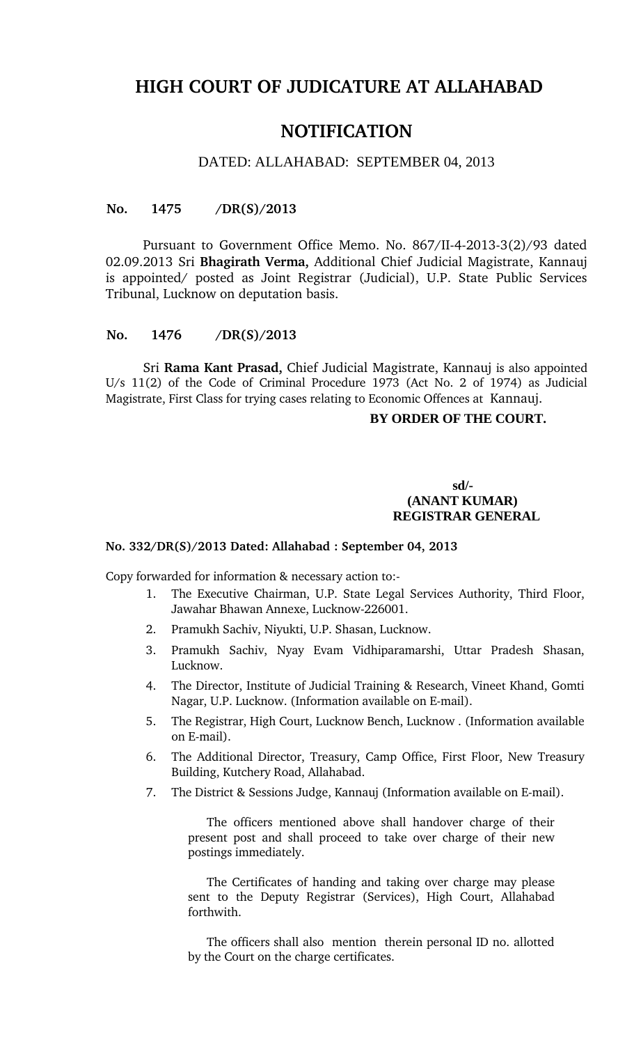# HIGH COURT OF JUDICATURE AT ALLAHABAD

## NOTIFICATION

DATED: ALLAHABAD: SEPTEMBER 04, 2013

**No. 1475 /DR(S)/2013**

Pursuant to Government Office Memo. No. 867/II-4-2013-3(2)/93 dated 02.09.2013 Sri **Bhagirath Verma,** Additional Chief Judicial Magistrate, Kannauj is appointed/ posted as Joint Registrar (Judicial), U.P. State Public Services Tribunal, Lucknow on deputation basis.

**No. 1476 /DR(S)/2013**

Sri **Rama Kant Prasad,** Chief Judicial Magistrate, Kannauj is also appointed U/s 11(2) of the Code of Criminal Procedure 1973 (Act No. 2 of 1974) as Judicial Magistrate, First Class for trying cases relating to Economic Offences at Kannauj.

**BY ORDER OF THE COURT.**

**sd/-**
**(ANANT KUMAR)**
**REGISTRAR GENERAL**

**No. 332/DR(S)/2013 Dated: Allahabad : September 04, 2013**

Copy forwarded for information & necessary action to:-

1. The Executive Chairman, U.P. State Legal Services Authority, Third Floor, Jawahar Bhawan Annexe, Lucknow-226001.
2. Pramukh Sachiv, Niyukti, U.P. Shasan, Lucknow.
3. Pramukh Sachiv, Nyay Evam Vidhiparamarshi, Uttar Pradesh Shasan, Lucknow.
4. The Director, Institute of Judicial Training & Research, Vineet Khand, Gomti Nagar, U.P. Lucknow. (Information available on E-mail).
5. The Registrar, High Court, Lucknow Bench, Lucknow . (Information available on E-mail).
6. The Additional Director, Treasury, Camp Office, First Floor, New Treasury Building, Kutchery Road, Allahabad.
7. The District & Sessions Judge, Kannauj (Information available on E-mail).

The officers mentioned above shall handover charge of their present post and shall proceed to take over charge of their new postings immediately.

The Certificates of handing and taking over charge may please sent to the Deputy Registrar (Services), High Court, Allahabad forthwith.

The officers shall also mention therein personal ID no. allotted by the Court on the charge certificates.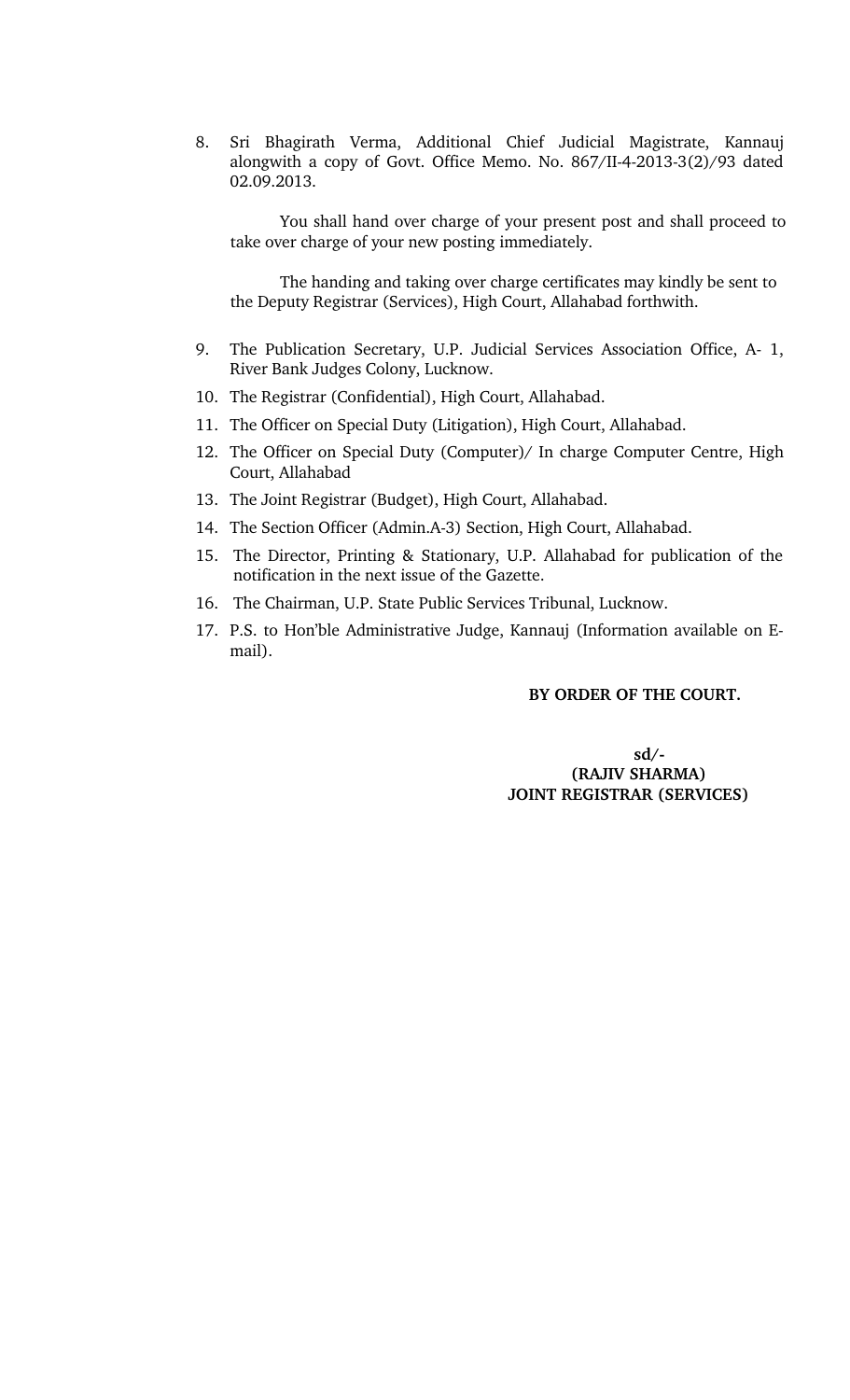8. Sri Bhagirath Verma, Additional Chief Judicial Magistrate, Kannauj alongwith a copy of Govt. Office Memo. No. 867/II-4-2013-3(2)/93 dated 02.09.2013.

   You shall hand over charge of your present post and shall proceed to take over charge of your new posting immediately.

   The handing and taking over charge certificates may kindly be sent to the Deputy Registrar (Services), High Court, Allahabad forthwith.

9. The Publication Secretary, U.P. Judicial Services Association Office, A- 1, River Bank Judges Colony, Lucknow.
10. The Registrar (Confidential), High Court, Allahabad.
11. The Officer on Special Duty (Litigation), High Court, Allahabad.
12. The Officer on Special Duty (Computer)/ In charge Computer Centre, High Court, Allahabad
13. The Joint Registrar (Budget), High Court, Allahabad.
14. The Section Officer (Admin.A-3) Section, High Court, Allahabad.
15. The Director, Printing & Stationary, U.P. Allahabad for publication of the notification in the next issue of the Gazette.
16. The Chairman, U.P. State Public Services Tribunal, Lucknow.
17. P.S. to Hon'ble Administrative Judge, Kannauj (Information available on E-mail).

**BY ORDER OF THE COURT.**

**sd/-**
**(RAJIV SHARMA)**
**JOINT REGISTRAR (SERVICES)**